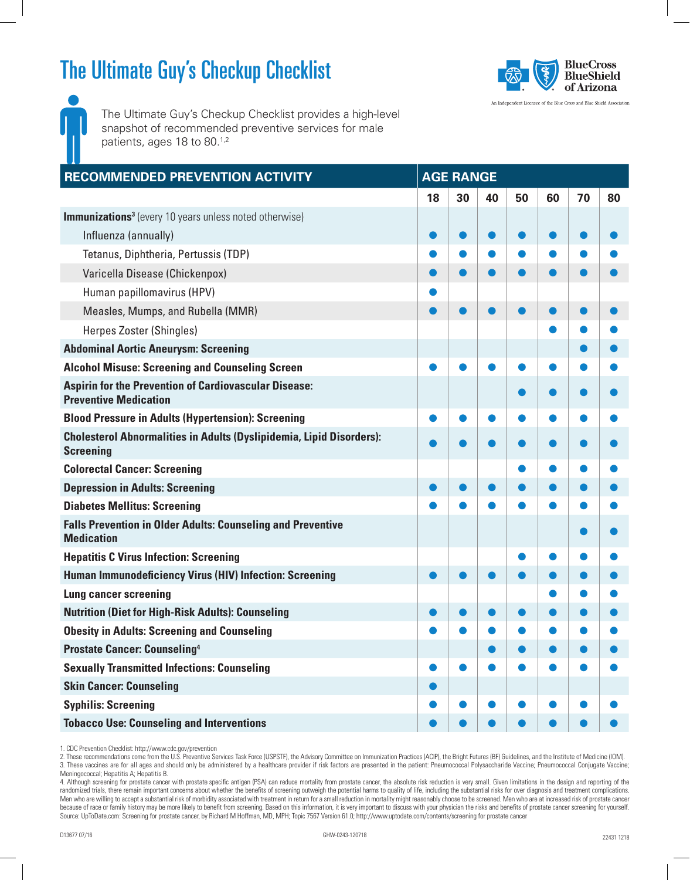# The Ultimate Guy's Checkup Checklist

BlueCross BlueShield of Arizona

An Independent Licensee of the Blue Cross and Blue Shield Association

The Ultimate Guy's Checkup Checklist provides a high-level snapshot of recommended preventive services for male patients, ages 18 to 80.[1,2]

| RECOMMENDED PREVENTION ACTIVITY | AGE RANGE | | | | | | |
|---|---|---|---|---|---|---|---|
| | 18 | 30 | 40 | 50 | 60 | 70 | 80 |
| **Immunizations**[3] (every 10 years unless noted otherwise) | | | | | | | |
| Influenza (annually) | ● | ● | ● | ● | ● | ● | ● |
| Tetanus, Diphtheria, Pertussis (TDP) | ● | ● | ● | ● | ● | ● | ● |
| Varicella Disease (Chickenpox) | ● | ● | ● | ● | ● | ● | ● |
| Human papillomavirus (HPV) | ● | | | | | | |
| Measles, Mumps, and Rubella (MMR) | ● | ● | ● | ● | ● | ● | ● |
| Herpes Zoster (Shingles) | | | | | ● | ● | ● |
| **Abdominal Aortic Aneurysm: Screening** | | | | | | ● | ● |
| **Alcohol Misuse: Screening and Counseling Screen** | ● | ● | ● | ● | ● | ● | ● |
| **Aspirin for the Prevention of Cardiovascular Disease: Preventive Medication** | | | | ● | ● | ● | ● |
| **Blood Pressure in Adults (Hypertension): Screening** | ● | ● | ● | ● | ● | ● | ● |
| **Cholesterol Abnormalities in Adults (Dyslipidemia, Lipid Disorders): Screening** | ● | ● | ● | ● | ● | ● | ● |
| **Colorectal Cancer: Screening** | | | | ● | ● | ● | ● |
| **Depression in Adults: Screening** | ● | ● | ● | ● | ● | ● | ● |
| **Diabetes Mellitus: Screening** | ● | ● | ● | ● | ● | ● | ● |
| **Falls Prevention in Older Adults: Counseling and Preventive Medication** | | | | | | ● | ● |
| **Hepatitis C Virus Infection: Screening** | | | | ● | ● | ● | ● |
| **Human Immunodeficiency Virus (HIV) Infection: Screening** | ● | ● | ● | ● | ● | ● | ● |
| **Lung cancer screening** | | | | | ● | ● | ● |
| **Nutrition (Diet for High-Risk Adults): Counseling** | ● | ● | ● | ● | ● | ● | ● |
| **Obesity in Adults: Screening and Counseling** | ● | ● | ● | ● | ● | ● | ● |
| **Prostate Cancer: Counseling**[4] | | | ● | ● | ● | ● | ● |
| **Sexually Transmitted Infections: Counseling** | ● | ● | ● | ● | ● | ● | ● |
| **Skin Cancer: Counseling** | ● | | | | | | |
| **Syphilis: Screening** | ● | ● | ● | ● | ● | ● | ● |
| **Tobacco Use: Counseling and Interventions** | ● | ● | ● | ● | ● | ● | ● |

1. CDC Prevention Checklist: http://www.cdc.gov/prevention
2. These recommendations come from the U.S. Preventive Services Task Force (USPSTF), the Advisory Committee on Immunization Practices (ACIP), the Bright Futures (BF) Guidelines, and the Institute of Medicine (IOM).
3. These vaccines are for all ages and should only be administered by a healthcare provider if risk factors are presented in the patient: Pneumococcal Polysaccharide Vaccine; Pneumococcal Conjugate Vaccine; Meningococcal; Hepatitis A; Hepatitis B.
4. Although screening for prostate cancer with prostate specific antigen (PSA) can reduce mortality from prostate cancer, the absolute risk reduction is very small. Given limitations in the design and reporting of the randomized trials, there remain important concerns about whether the benefits of screening outweigh the potential harms to quality of life, including the substantial risks for over diagnosis and treatment complications. Men who are willing to accept a substantial risk of morbidity associated with treatment in return for a small reduction in mortality might reasonably choose to be screened. Men who are at increased risk of prostate cancer because of race or family history may be more likely to benefit from screening. Based on this information, it is very important to discuss with your physician the risks and benefits of prostate cancer screening for yourself. Source: UpToDate.com: Screening for prostate cancer, by Richard M Hoffman, MD, MPH; Topic 7567 Version 61.0; http://www.uptodate.com/contents/screening for prostate cancer

D13677 07/16 GHW-0243-120718 22431 1218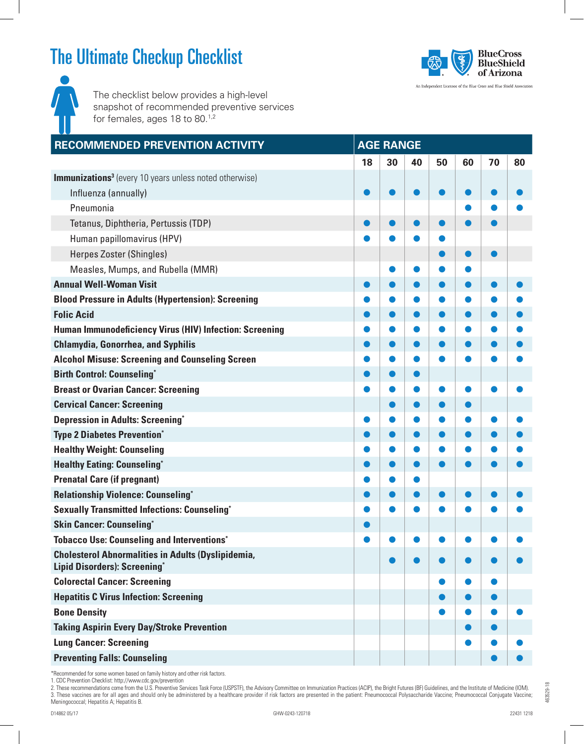# The Ultimate Checkup Checklist

BlueCross BlueShield of Arizona

An Independent Licensee of the Blue Cross and Blue Shield Association

The checklist below provides a high-level snapshot of recommended preventive services for females, ages 18 to 80.[1,2]

| RECOMMENDED PREVENTION ACTIVITY | AGE RANGE | | | | | | |
|---|---|---|---|---|---|---|---|
| | 18 | 30 | 40 | 50 | 60 | 70 | 80 |
| **Immunizations**[3] (every 10 years unless noted otherwise) | | | | | | | |
| Influenza (annually) | ● | ● | ● | ● | ● | ● | ● |
| Pneumonia | | | | | ● | ● | ● |
| Tetanus, Diphtheria, Pertussis (TDP) | ● | ● | ● | ● | ● | ● | |
| Human papillomavirus (HPV) | ● | ● | ● | ● | | | |
| Herpes Zoster (Shingles) | | | | ● | ● | ● | |
| Measles, Mumps, and Rubella (MMR) | | ● | ● | ● | ● | | |
| **Annual Well-Woman Visit** | ● | ● | ● | ● | ● | ● | ● |
| **Blood Pressure in Adults (Hypertension): Screening** | ● | ● | ● | ● | ● | ● | ● |
| **Folic Acid** | ● | ● | ● | ● | ● | ● | ● |
| **Human Immunodeficiency Virus (HIV) Infection: Screening** | ● | ● | ● | ● | ● | ● | ● |
| **Chlamydia, Gonorrhea, and Syphilis** | ● | ● | ● | ● | ● | ● | ● |
| **Alcohol Misuse: Screening and Counseling Screen** | ● | ● | ● | ● | ● | ● | ● |
| **Birth Control: Counseling*** | ● | ● | ● | | | | |
| **Breast or Ovarian Cancer: Screening** | ● | ● | ● | ● | ● | ● | ● |
| **Cervical Cancer: Screening** | | ● | ● | ● | ● | | |
| **Depression in Adults: Screening*** | ● | ● | ● | ● | ● | ● | ● |
| **Type 2 Diabetes Prevention*** | ● | ● | ● | ● | ● | ● | ● |
| **Healthy Weight: Counseling** | ● | ● | ● | ● | ● | ● | ● |
| **Healthy Eating: Counseling*** | ● | ● | ● | ● | ● | ● | ● |
| **Prenatal Care (if pregnant)** | ● | ● | ● | | | | |
| **Relationship Violence: Counseling*** | ● | ● | ● | ● | ● | ● | ● |
| **Sexually Transmitted Infections: Counseling*** | ● | ● | ● | ● | ● | ● | ● |
| **Skin Cancer: Counseling*** | ● | | | | | | |
| **Tobacco Use: Counseling and Interventions*** | ● | ● | ● | ● | ● | ● | ● |
| **Cholesterol Abnormalities in Adults (Dyslipidemia, Lipid Disorders): Screening*** | | ● | ● | ● | ● | ● | ● |
| **Colorectal Cancer: Screening** | | | | ● | ● | ● | |
| **Hepatitis C Virus Infection: Screening** | | | | ● | ● | ● | |
| **Bone Density** | | | | ● | ● | ● | ● |
| **Taking Aspirin Every Day/Stroke Prevention** | | | | | ● | ● | |
| **Lung Cancer: Screening** | | | | | ● | ● | ● |
| **Preventing Falls: Counseling** | | | | | | ● | ● |

*Recommended for some women based on family history and other risk factors.

1. CDC Prevention Checklist: http://www.cdc.gov/prevention
2. These recommendations come from the U.S. Preventive Services Task Force (USPSTF), the Advisory Committee on Immunization Practices (ACIP), the Bright Futures (BF) Guidelines, and the Institute of Medicine (IOM).
3. These vaccines are for all ages and should only be administered by a healthcare provider if risk factors are presented in the patient: Pneumococcal Polysaccharide Vaccine; Pneumococcal Conjugate Vaccine; Meningococcal; Hepatitis A; Hepatitis B.

D14862 05/17 GHW-0243-120718 22431 1218 463529-18